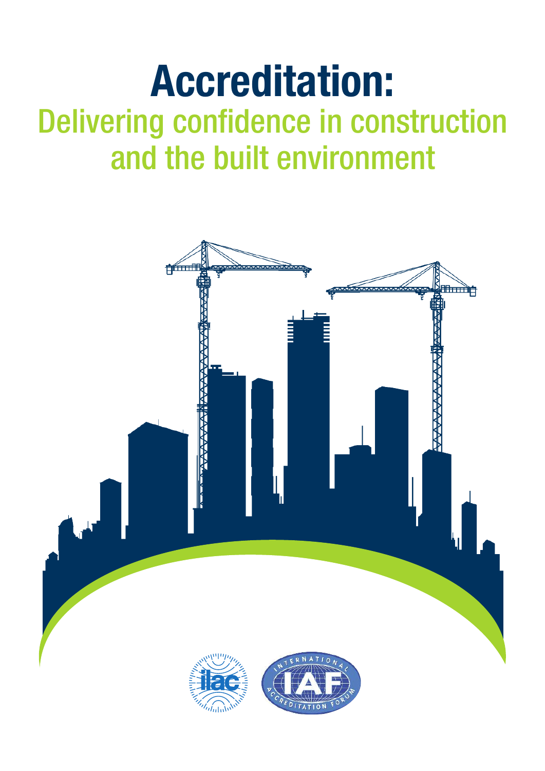# Accreditation:

## Delivering confidence in construction and the built environment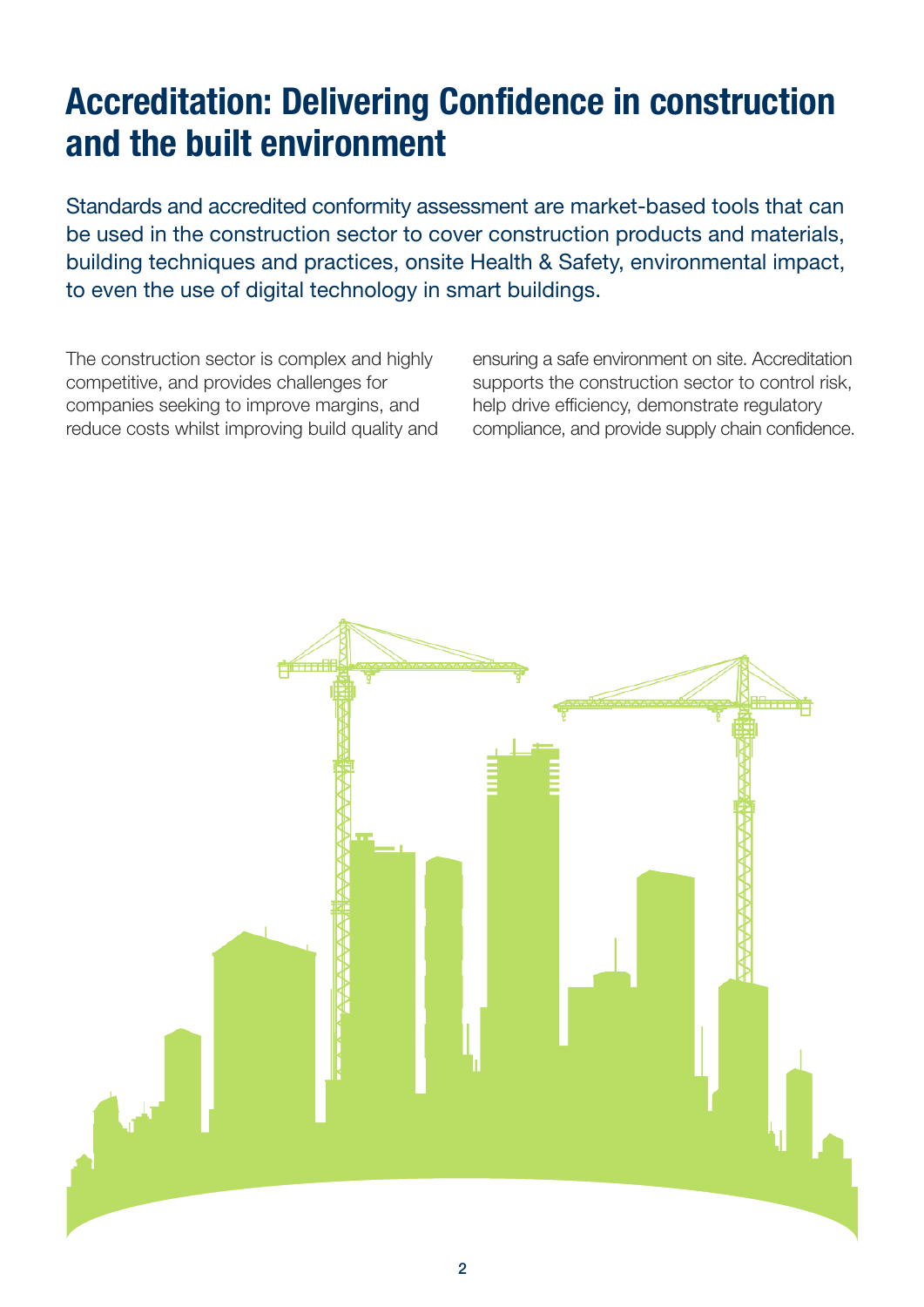# Accreditation: Delivering Confidence in construction and the built environment

Standards and accredited conformity assessment are market-based tools that can be used in the construction sector to cover construction products and materials, building techniques and practices, onsite Health & Safety, environmental impact, to even the use of digital technology in smart buildings.

The construction sector is complex and highly competitive, and provides challenges for companies seeking to improve margins, and reduce costs whilst improving build quality and ensuring a safe environment on site. Accreditation supports the construction sector to control risk, help drive efficiency, demonstrate regulatory compliance, and provide supply chain confidence.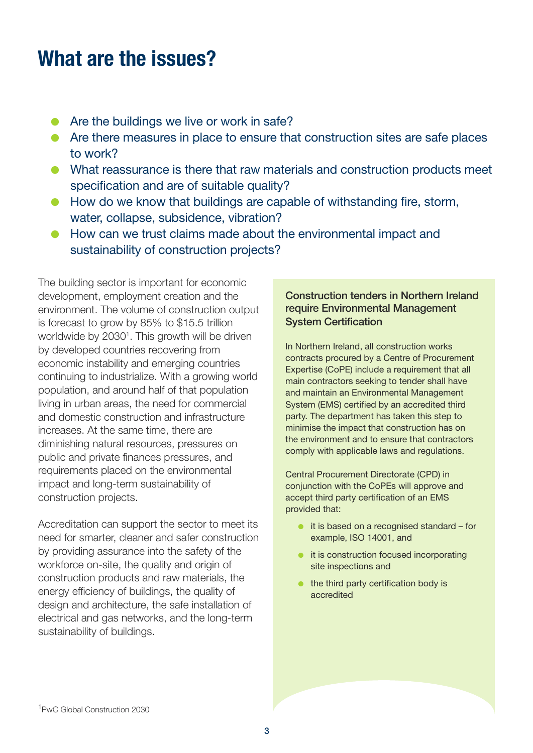# What are the issues?

- Are the buildings we live or work in safe?
- Are there measures in place to ensure that construction sites are safe places to work?
- What reassurance is there that raw materials and construction products meet specification and are of suitable quality?
- How do we know that buildings are capable of withstanding fire, storm, water, collapse, subsidence, vibration?
- How can we trust claims made about the environmental impact and sustainability of construction projects?

The building sector is important for economic development, employment creation and the environment. The volume of construction output is forecast to grow by 85% to $15.5 trillion worldwide by 2030[1]. This growth will be driven by developed countries recovering from economic instability and emerging countries continuing to industrialize. With a growing world population, and around half of that population living in urban areas, the need for commercial and domestic construction and infrastructure increases. At the same time, there are diminishing natural resources, pressures on public and private finances pressures, and requirements placed on the environmental impact and long-term sustainability of construction projects.

Accreditation can support the sector to meet its need for smarter, cleaner and safer construction by providing assurance into the safety of the workforce on-site, the quality and origin of construction products and raw materials, the energy efficiency of buildings, the quality of design and architecture, the safe installation of electrical and gas networks, and the long-term sustainability of buildings.

### Construction tenders in Northern Ireland require Environmental Management System Certification

In Northern Ireland, all construction works contracts procured by a Centre of Procurement Expertise (CoPE) include a requirement that all main contractors seeking to tender shall have and maintain an Environmental Management System (EMS) certified by an accredited third party. The department has taken this step to minimise the impact that construction has on the environment and to ensure that contractors comply with applicable laws and regulations.

Central Procurement Directorate (CPD) in conjunction with the CoPEs will approve and accept third party certification of an EMS provided that:

- it is based on a recognised standard – for example, ISO 14001, and
- it is construction focused incorporating site inspections and
- the third party certification body is accredited

[1] PwC Global Construction 2030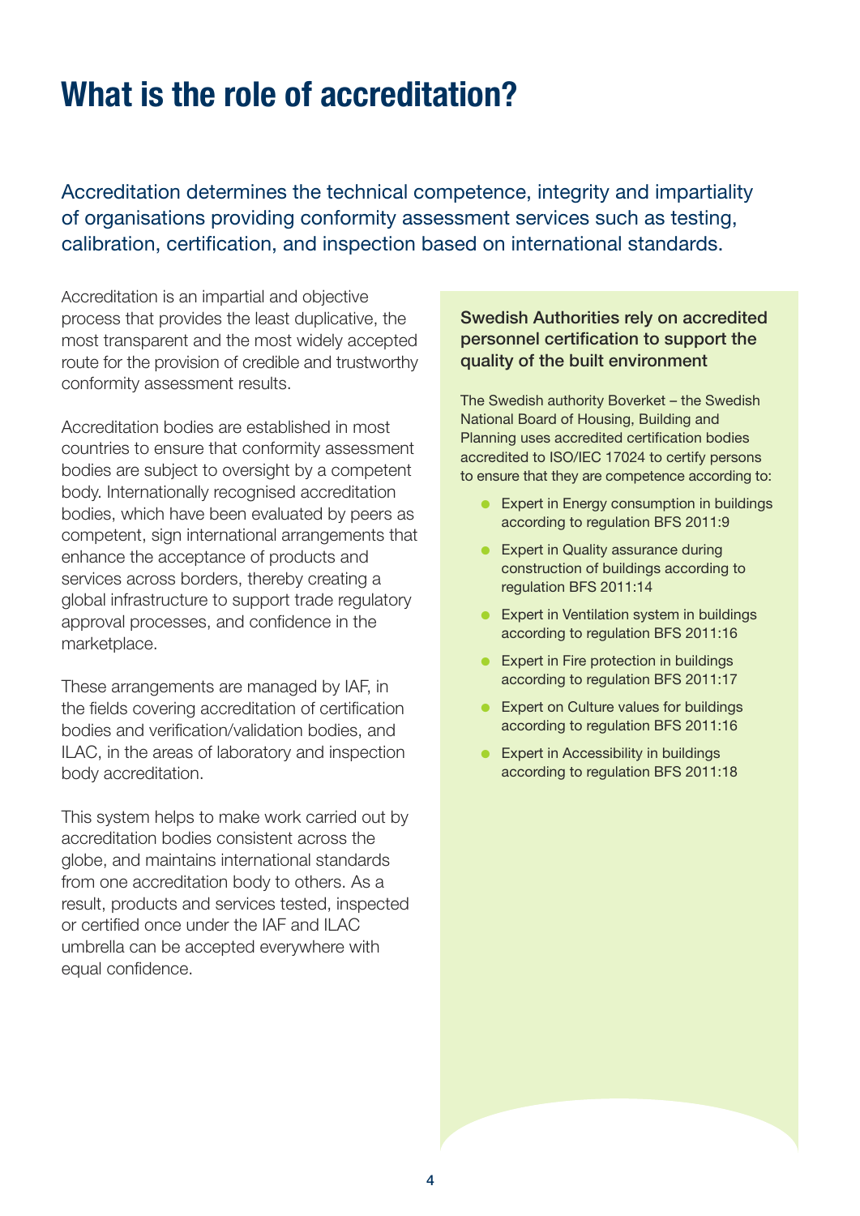# What is the role of accreditation?

Accreditation determines the technical competence, integrity and impartiality of organisations providing conformity assessment services such as testing, calibration, certification, and inspection based on international standards.

Accreditation is an impartial and objective process that provides the least duplicative, the most transparent and the most widely accepted route for the provision of credible and trustworthy conformity assessment results.

Accreditation bodies are established in most countries to ensure that conformity assessment bodies are subject to oversight by a competent body. Internationally recognised accreditation bodies, which have been evaluated by peers as competent, sign international arrangements that enhance the acceptance of products and services across borders, thereby creating a global infrastructure to support trade regulatory approval processes, and confidence in the marketplace.

These arrangements are managed by IAF, in the fields covering accreditation of certification bodies and verification/validation bodies, and ILAC, in the areas of laboratory and inspection body accreditation.

This system helps to make work carried out by accreditation bodies consistent across the globe, and maintains international standards from one accreditation body to others. As a result, products and services tested, inspected or certified once under the IAF and ILAC umbrella can be accepted everywhere with equal confidence.

### Swedish Authorities rely on accredited personnel certification to support the quality of the built environment

The Swedish authority Boverket – the Swedish National Board of Housing, Building and Planning uses accredited certification bodies accredited to ISO/IEC 17024 to certify persons to ensure that they are competence according to:

- Expert in Energy consumption in buildings according to regulation BFS 2011:9
- Expert in Quality assurance during construction of buildings according to regulation BFS 2011:14
- Expert in Ventilation system in buildings according to regulation BFS 2011:16
- Expert in Fire protection in buildings according to regulation BFS 2011:17
- Expert on Culture values for buildings according to regulation BFS 2011:16
- Expert in Accessibility in buildings according to regulation BFS 2011:18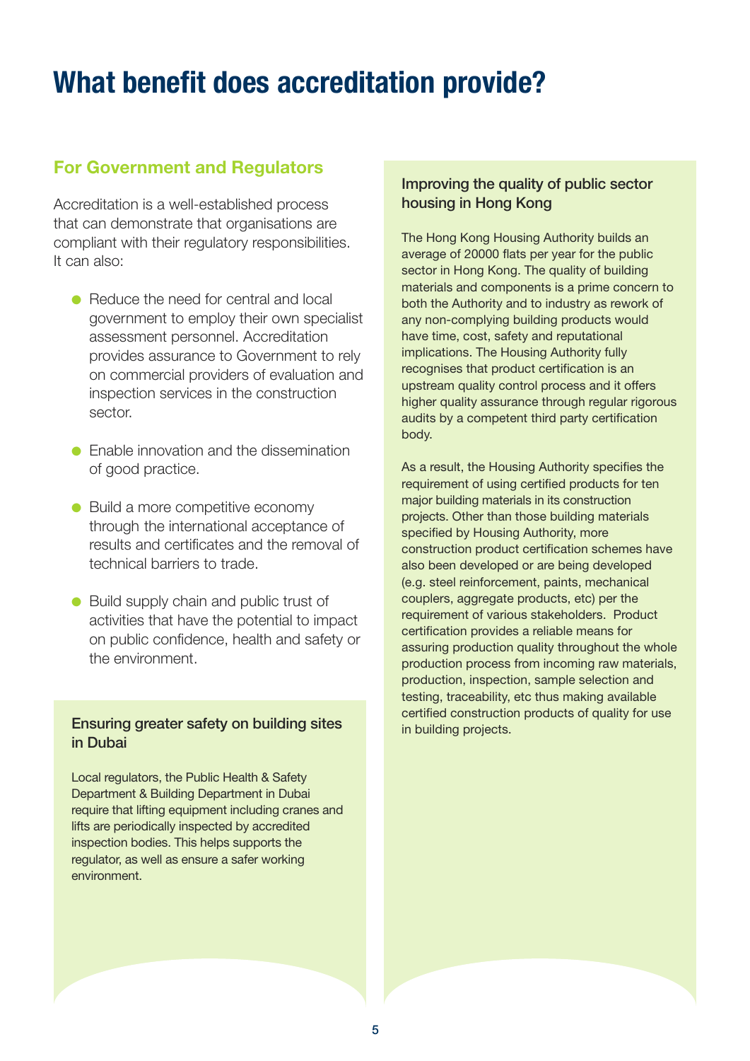# What benefit does accreditation provide?

## For Government and Regulators

Accreditation is a well-established process that can demonstrate that organisations are compliant with their regulatory responsibilities. It can also:

- Reduce the need for central and local government to employ their own specialist assessment personnel. Accreditation provides assurance to Government to rely on commercial providers of evaluation and inspection services in the construction sector.
- Enable innovation and the dissemination of good practice.
- Build a more competitive economy through the international acceptance of results and certificates and the removal of technical barriers to trade.
- Build supply chain and public trust of activities that have the potential to impact on public confidence, health and safety or the environment.

### Ensuring greater safety on building sites in Dubai

Local regulators, the Public Health & Safety Department & Building Department in Dubai require that lifting equipment including cranes and lifts are periodically inspected by accredited inspection bodies. This helps supports the regulator, as well as ensure a safer working environment.

### Improving the quality of public sector housing in Hong Kong

The Hong Kong Housing Authority builds an average of 20000 flats per year for the public sector in Hong Kong. The quality of building materials and components is a prime concern to both the Authority and to industry as rework of any non-complying building products would have time, cost, safety and reputational implications. The Housing Authority fully recognises that product certification is an upstream quality control process and it offers higher quality assurance through regular rigorous audits by a competent third party certification body.

As a result, the Housing Authority specifies the requirement of using certified products for ten major building materials in its construction projects. Other than those building materials specified by Housing Authority, more construction product certification schemes have also been developed or are being developed (e.g. steel reinforcement, paints, mechanical couplers, aggregate products, etc) per the requirement of various stakeholders. Product certification provides a reliable means for assuring production quality throughout the whole production process from incoming raw materials, production, inspection, sample selection and testing, traceability, etc thus making available certified construction products of quality for use in building projects.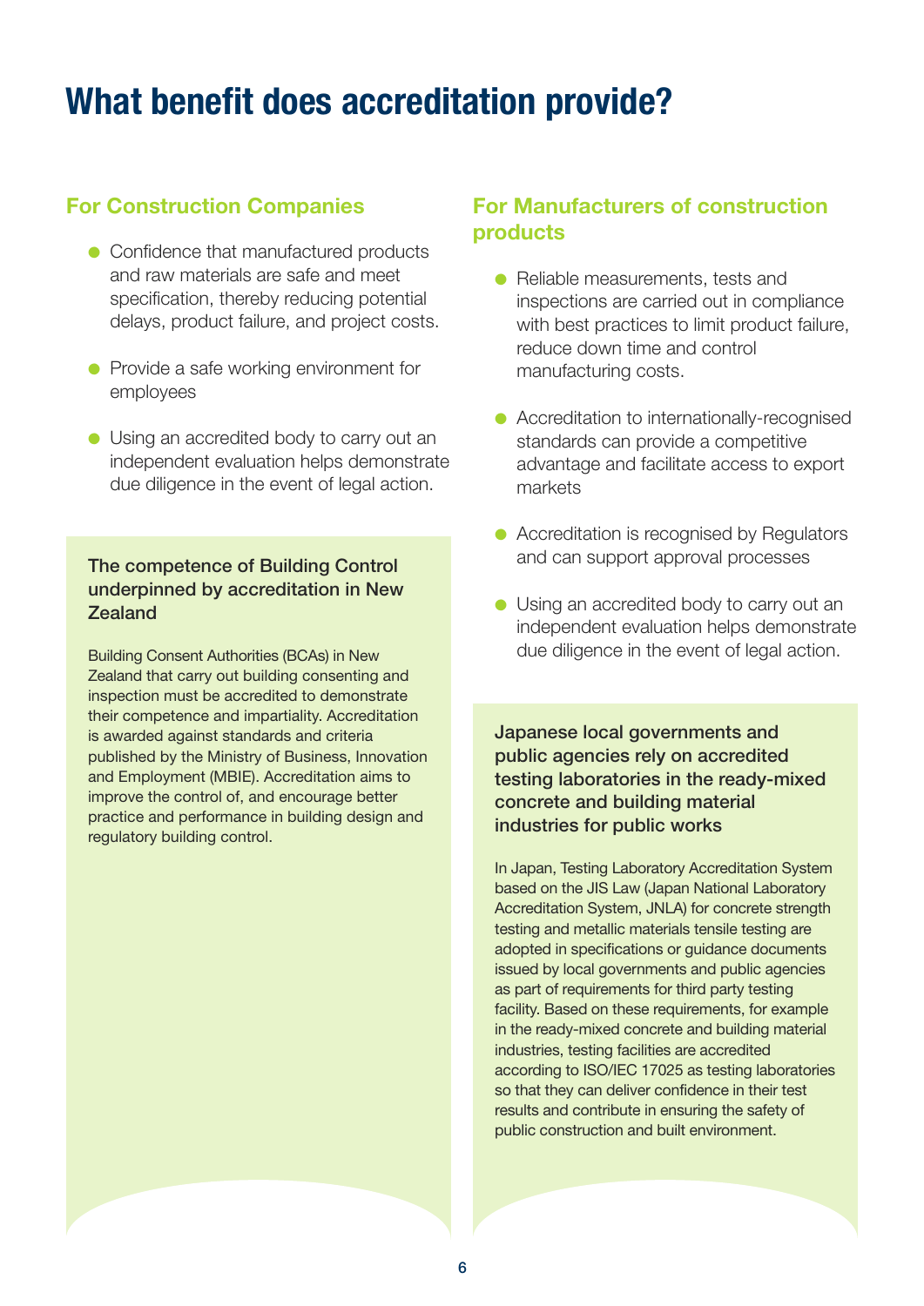# What benefit does accreditation provide?

## For Construction Companies

- Confidence that manufactured products and raw materials are safe and meet specification, thereby reducing potential delays, product failure, and project costs.
- Provide a safe working environment for employees
- Using an accredited body to carry out an independent evaluation helps demonstrate due diligence in the event of legal action.

### The competence of Building Control underpinned by accreditation in New Zealand

Building Consent Authorities (BCAs) in New Zealand that carry out building consenting and inspection must be accredited to demonstrate their competence and impartiality. Accreditation is awarded against standards and criteria published by the Ministry of Business, Innovation and Employment (MBIE). Accreditation aims to improve the control of, and encourage better practice and performance in building design and regulatory building control.

## For Manufacturers of construction products

- Reliable measurements, tests and inspections are carried out in compliance with best practices to limit product failure, reduce down time and control manufacturing costs.
- Accreditation to internationally-recognised standards can provide a competitive advantage and facilitate access to export markets
- Accreditation is recognised by Regulators and can support approval processes
- Using an accredited body to carry out an independent evaluation helps demonstrate due diligence in the event of legal action.

### Japanese local governments and public agencies rely on accredited testing laboratories in the ready-mixed concrete and building material industries for public works

In Japan, Testing Laboratory Accreditation System based on the JIS Law (Japan National Laboratory Accreditation System, JNLA) for concrete strength testing and metallic materials tensile testing are adopted in specifications or guidance documents issued by local governments and public agencies as part of requirements for third party testing facility. Based on these requirements, for example in the ready-mixed concrete and building material industries, testing facilities are accredited according to ISO/IEC 17025 as testing laboratories so that they can deliver confidence in their test results and contribute in ensuring the safety of public construction and built environment.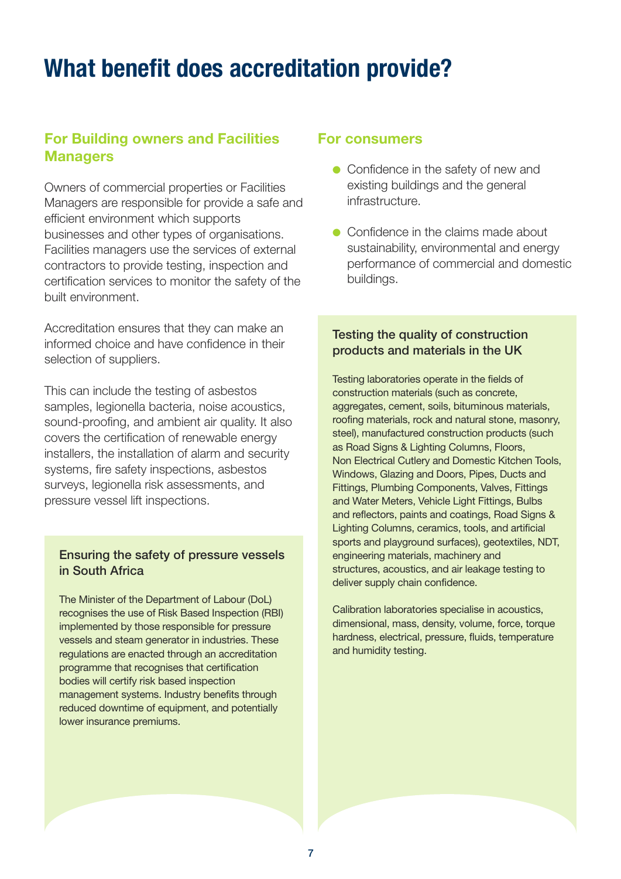# What benefit does accreditation provide?

## For Building owners and Facilities Managers

Owners of commercial properties or Facilities Managers are responsible for provide a safe and efficient environment which supports businesses and other types of organisations. Facilities managers use the services of external contractors to provide testing, inspection and certification services to monitor the safety of the built environment.

Accreditation ensures that they can make an informed choice and have confidence in their selection of suppliers.

This can include the testing of asbestos samples, legionella bacteria, noise acoustics, sound-proofing, and ambient air quality. It also covers the certification of renewable energy installers, the installation of alarm and security systems, fire safety inspections, asbestos surveys, legionella risk assessments, and pressure vessel lift inspections.

### Ensuring the safety of pressure vessels in South Africa

The Minister of the Department of Labour (DoL) recognises the use of Risk Based Inspection (RBI) implemented by those responsible for pressure vessels and steam generator in industries. These regulations are enacted through an accreditation programme that recognises that certification bodies will certify risk based inspection management systems. Industry benefits through reduced downtime of equipment, and potentially lower insurance premiums.

## For consumers

- Confidence in the safety of new and existing buildings and the general infrastructure.
- Confidence in the claims made about sustainability, environmental and energy performance of commercial and domestic buildings.

### Testing the quality of construction products and materials in the UK

Testing laboratories operate in the fields of construction materials (such as concrete, aggregates, cement, soils, bituminous materials, roofing materials, rock and natural stone, masonry, steel), manufactured construction products (such as Road Signs & Lighting Columns, Floors, Non Electrical Cutlery and Domestic Kitchen Tools, Windows, Glazing and Doors, Pipes, Ducts and Fittings, Plumbing Components, Valves, Fittings and Water Meters, Vehicle Light Fittings, Bulbs and reflectors, paints and coatings, Road Signs & Lighting Columns, ceramics, tools, and artificial sports and playground surfaces), geotextiles, NDT, engineering materials, machinery and structures, acoustics, and air leakage testing to deliver supply chain confidence.

Calibration laboratories specialise in acoustics, dimensional, mass, density, volume, force, torque hardness, electrical, pressure, fluids, temperature and humidity testing.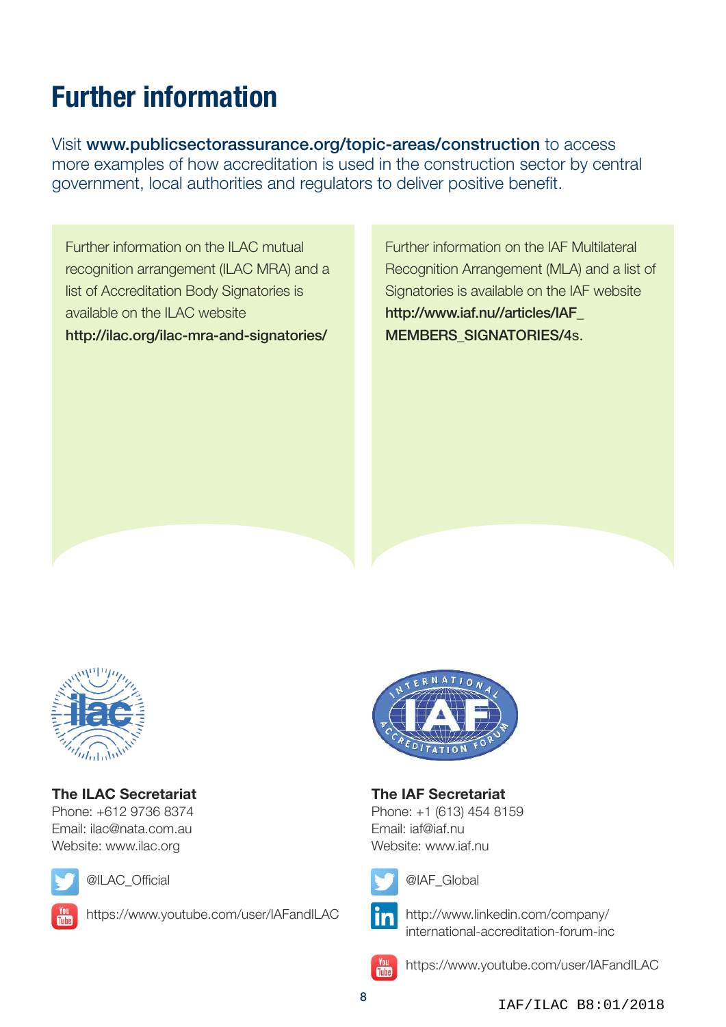# Further information

Visit **www.publicsectorassurance.org/topic-areas/construction** to access more examples of how accreditation is used in the construction sector by central government, local authorities and regulators to deliver positive benefit.

Further information on the ILAC mutual recognition arrangement (ILAC MRA) and a list of Accreditation Body Signatories is available on the ILAC website **http://ilac.org/ilac-mra-and-signatories/**

Further information on the IAF Multilateral Recognition Arrangement (MLA) and a list of Signatories is available on the IAF website **http://www.iaf.nu//articles/IAF_MEMBERS_SIGNATORIES/4s.**

**The ILAC Secretariat**
Phone: +612 9736 8374
Email: ilac@nata.com.au
Website: www.ilac.org

@ILAC_Official

https://www.youtube.com/user/IAFandILAC

**The IAF Secretariat**
Phone: +1 (613) 454 8159
Email: iaf@iaf.nu
Website: www.iaf.nu

@IAF_Global

http://www.linkedin.com/company/international-accreditation-forum-inc

https://www.youtube.com/user/IAFandILAC

IAF/ILAC B8:01/2018